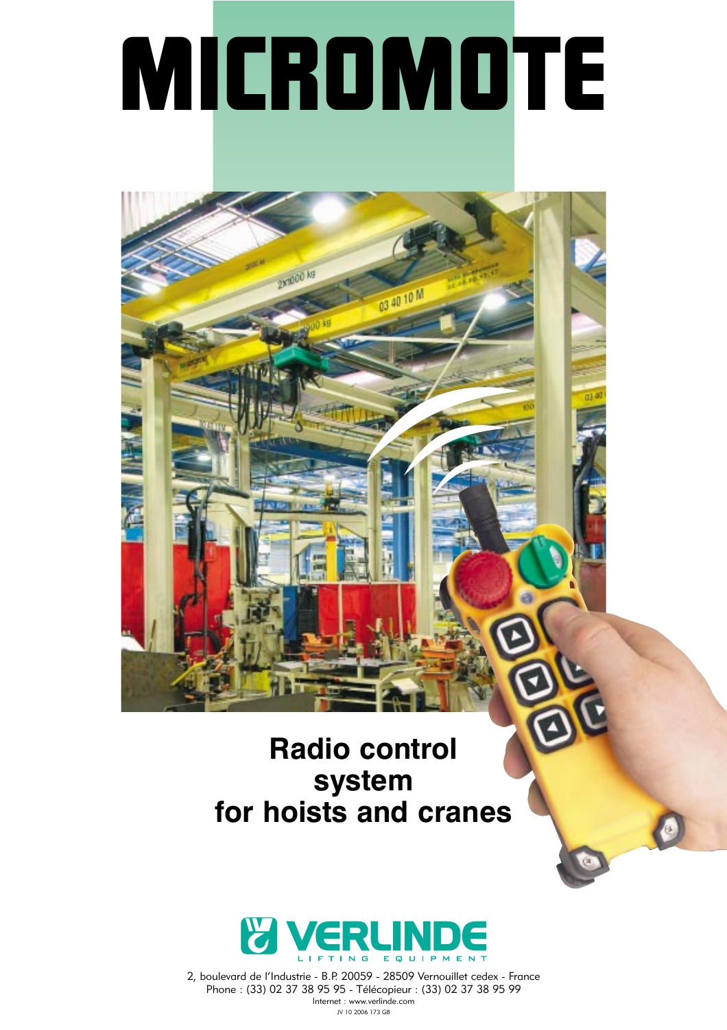# MICROMOTE

## Radio control system for hoists and cranes

VERLINDE

LIFTING EQUIPMENT

2, boulevard de l'Industrie - B.P. 20059 - 28509 Vernouillet cedex - France
Phone : (33) 02 37 38 95 95 - Télécopieur : (33) 02 37 38 95 99
Internet : www.verlinde.com
JV 10 2006 173 GB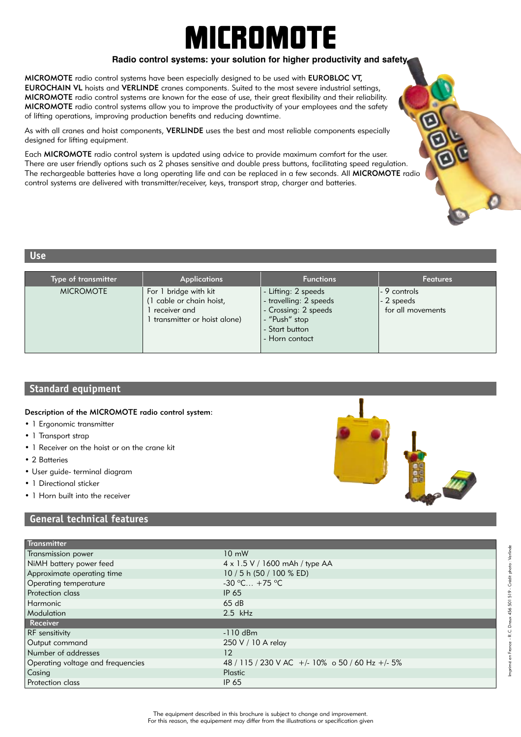# MICROMOTE

**Radio control systems: your solution for higher productivity and safety**

**MICROMOTE** radio control systems have been especially designed to be used with **EUROBLOC VT**, **EUROCHAIN VL** hoists and **VERLINDE** cranes components. Suited to the most severe industrial settings, **MICROMOTE** radio control systems are known for the ease of use, their great flexibility and their reliability. **MICROMOTE** radio control systems allow you to improve the productivity of your employees and the safety of lifting operations, improving production benefits and reducing downtime.

As with all cranes and hoist components, **VERLINDE** uses the best and most reliable components especially designed for lifting equipment.

Each **MICROMOTE** radio control system is updated using advice to provide maximum comfort for the user. There are user friendly options such as 2 phases sensitive and double press buttons, facilitating speed regulation. The rechargeable batteries have a long operating life and can be replaced in a few seconds. All **MICROMOTE** radio control systems are delivered with transmitter/receiver, keys, transport strap, charger and batteries.

## Use

| Type of transmitter | Applications | Functions | Features |
|---|---|---|---|
| MICROMOTE | For 1 bridge with kit (1 cable or chain hoist, 1 receiver and 1 transmitter or hoist alone) | - Lifting: 2 speeds<br>- travelling: 2 speeds<br>- Crossing: 2 speeds<br>- "Push" stop<br>- Start button<br>- Horn contact | - 9 controls<br>- 2 speeds for all movements |

## Standard equipment

**Description of the MICROMOTE radio control system:**

- 1 Ergonomic transmitter
- 1 Transport strap
- 1 Receiver on the hoist or on the crane kit
- 2 Batteries
- User guide- terminal diagram
- 1 Directional sticker
- 1 Horn built into the receiver

## General technical features

| | |
|---|---|
| **Transmitter** | |
| Transmission power | 10 mW |
| NiMH battery power feed | 4 x 1.5 V / 1600 mAh / type AA |
| Approximate operating time | 10 / 5 h (50 / 100 % ED) |
| Operating temperature | -30 °C… +75 °C |
| Protection class | IP 65 |
| Harmonic | 65 dB |
| Modulation | 2.5 kHz |
| **Receiver** | |
| RF sensitivity | -110 dBm |
| Output command | 250 V / 10 A relay |
| Number of addresses | 12 |
| Operating voltage and frequencies | 48 / 115 / 230 V AC +/- 10% o 50 / 60 Hz +/- 5% |
| Casing | Plastic |
| Protection class | IP 65 |

The equipment described in this brochure is subject to change and improvement.
For this reason, the equipement may differ from the illustrations or specification given

Imprimé en France - R.C. Dreux 456 501 519 - Crédit photo : Verlinde